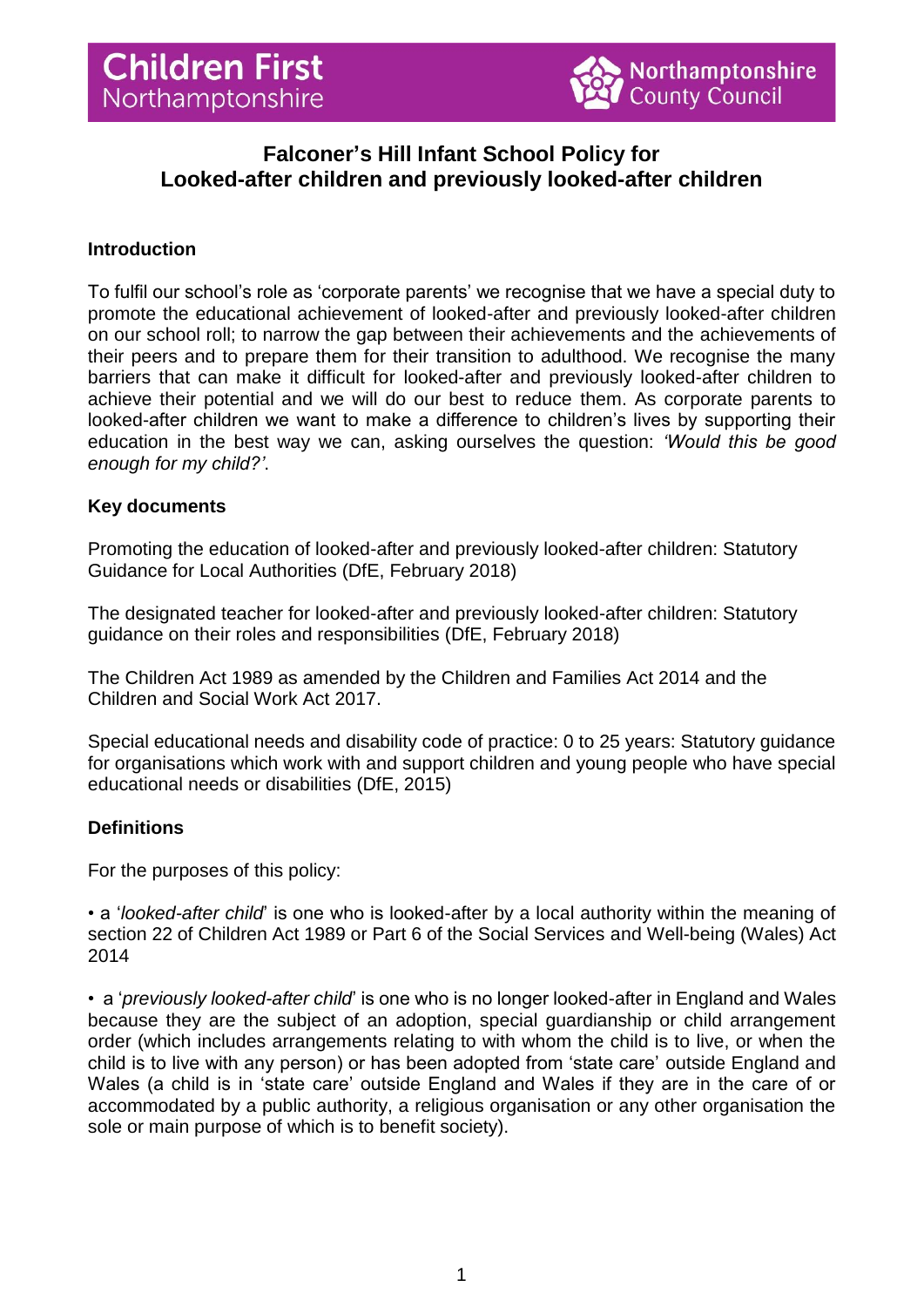Children First Northamptonshire

Northamptonshire County Council

# Falconer's Hill Infant School Policy for Looked-after children and previously looked-after children

## Introduction

To fulfil our school's role as 'corporate parents' we recognise that we have a special duty to promote the educational achievement of looked-after and previously looked-after children on our school roll; to narrow the gap between their achievements and the achievements of their peers and to prepare them for their transition to adulthood. We recognise the many barriers that can make it difficult for looked-after and previously looked-after children to achieve their potential and we will do our best to reduce them. As corporate parents to looked-after children we want to make a difference to children's lives by supporting their education in the best way we can, asking ourselves the question: *'Would this be good enough for my child?'.*

## Key documents

Promoting the education of looked-after and previously looked-after children: Statutory Guidance for Local Authorities (DfE, February 2018)

The designated teacher for looked-after and previously looked-after children: Statutory guidance on their roles and responsibilities (DfE, February 2018)

The Children Act 1989 as amended by the Children and Families Act 2014 and the Children and Social Work Act 2017.

Special educational needs and disability code of practice: 0 to 25 years: Statutory guidance for organisations which work with and support children and young people who have special educational needs or disabilities (DfE, 2015)

## Definitions

For the purposes of this policy:

- a '*looked-after child*' is one who is looked-after by a local authority within the meaning of section 22 of Children Act 1989 or Part 6 of the Social Services and Well-being (Wales) Act 2014
- a '*previously looked-after child*' is one who is no longer looked-after in England and Wales because they are the subject of an adoption, special guardianship or child arrangement order (which includes arrangements relating to with whom the child is to live, or when the child is to live with any person) or has been adopted from 'state care' outside England and Wales (a child is in 'state care' outside England and Wales if they are in the care of or accommodated by a public authority, a religious organisation or any other organisation the sole or main purpose of which is to benefit society).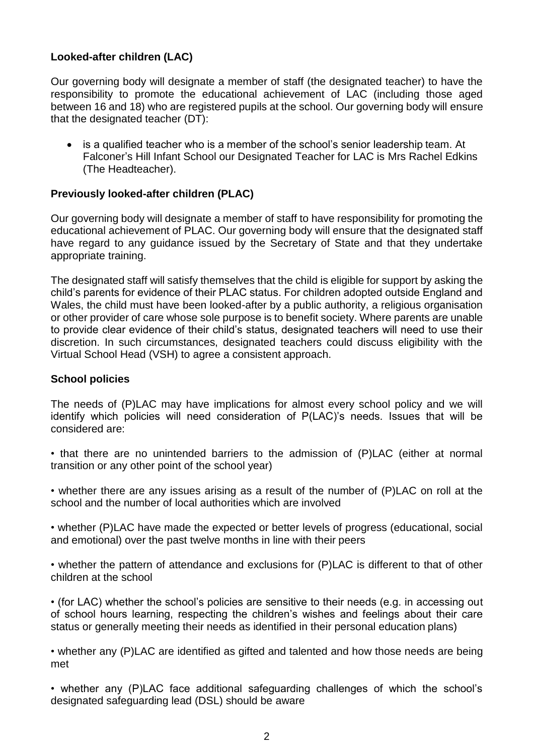**Looked-after children (LAC)**

Our governing body will designate a member of staff (the designated teacher) to have the responsibility to promote the educational achievement of LAC (including those aged between 16 and 18) who are registered pupils at the school. Our governing body will ensure that the designated teacher (DT):

- is a qualified teacher who is a member of the school's senior leadership team. At Falconer's Hill Infant School our Designated Teacher for LAC is Mrs Rachel Edkins (The Headteacher).

**Previously looked-after children (PLAC)**

Our governing body will designate a member of staff to have responsibility for promoting the educational achievement of PLAC. Our governing body will ensure that the designated staff have regard to any guidance issued by the Secretary of State and that they undertake appropriate training.

The designated staff will satisfy themselves that the child is eligible for support by asking the child's parents for evidence of their PLAC status. For children adopted outside England and Wales, the child must have been looked-after by a public authority, a religious organisation or other provider of care whose sole purpose is to benefit society. Where parents are unable to provide clear evidence of their child's status, designated teachers will need to use their discretion. In such circumstances, designated teachers could discuss eligibility with the Virtual School Head (VSH) to agree a consistent approach.

**School policies**

The needs of (P)LAC may have implications for almost every school policy and we will identify which policies will need consideration of P(LAC)'s needs. Issues that will be considered are:

- that there are no unintended barriers to the admission of (P)LAC (either at normal transition or any other point of the school year)
- whether there are any issues arising as a result of the number of (P)LAC on roll at the school and the number of local authorities which are involved
- whether (P)LAC have made the expected or better levels of progress (educational, social and emotional) over the past twelve months in line with their peers
- whether the pattern of attendance and exclusions for (P)LAC is different to that of other children at the school
- (for LAC) whether the school's policies are sensitive to their needs (e.g. in accessing out of school hours learning, respecting the children's wishes and feelings about their care status or generally meeting their needs as identified in their personal education plans)
- whether any (P)LAC are identified as gifted and talented and how those needs are being met
- whether any (P)LAC face additional safeguarding challenges of which the school's designated safeguarding lead (DSL) should be aware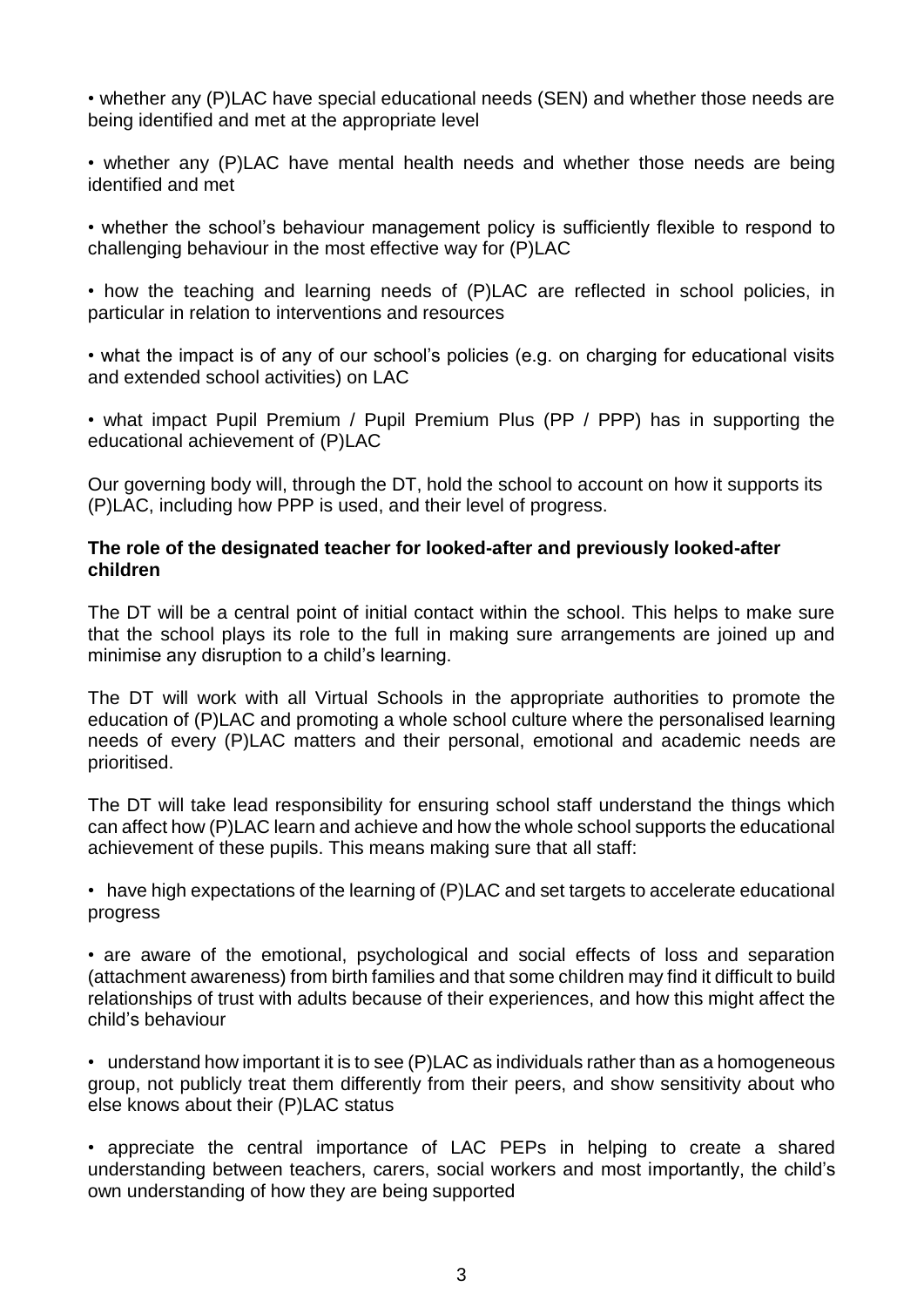- whether any (P)LAC have special educational needs (SEN) and whether those needs are being identified and met at the appropriate level
- whether any (P)LAC have mental health needs and whether those needs are being identified and met
- whether the school's behaviour management policy is sufficiently flexible to respond to challenging behaviour in the most effective way for (P)LAC
- how the teaching and learning needs of (P)LAC are reflected in school policies, in particular in relation to interventions and resources
- what the impact is of any of our school's policies (e.g. on charging for educational visits and extended school activities) on LAC
- what impact Pupil Premium / Pupil Premium Plus (PP / PPP) has in supporting the educational achievement of (P)LAC

Our governing body will, through the DT, hold the school to account on how it supports its (P)LAC, including how PPP is used, and their level of progress.

**The role of the designated teacher for looked-after and previously looked-after children**

The DT will be a central point of initial contact within the school. This helps to make sure that the school plays its role to the full in making sure arrangements are joined up and minimise any disruption to a child's learning.

The DT will work with all Virtual Schools in the appropriate authorities to promote the education of (P)LAC and promoting a whole school culture where the personalised learning needs of every (P)LAC matters and their personal, emotional and academic needs are prioritised.

The DT will take lead responsibility for ensuring school staff understand the things which can affect how (P)LAC learn and achieve and how the whole school supports the educational achievement of these pupils. This means making sure that all staff:

- have high expectations of the learning of (P)LAC and set targets to accelerate educational progress
- are aware of the emotional, psychological and social effects of loss and separation (attachment awareness) from birth families and that some children may find it difficult to build relationships of trust with adults because of their experiences, and how this might affect the child's behaviour
- understand how important it is to see (P)LAC as individuals rather than as a homogeneous group, not publicly treat them differently from their peers, and show sensitivity about who else knows about their (P)LAC status
- appreciate the central importance of LAC PEPs in helping to create a shared understanding between teachers, carers, social workers and most importantly, the child's own understanding of how they are being supported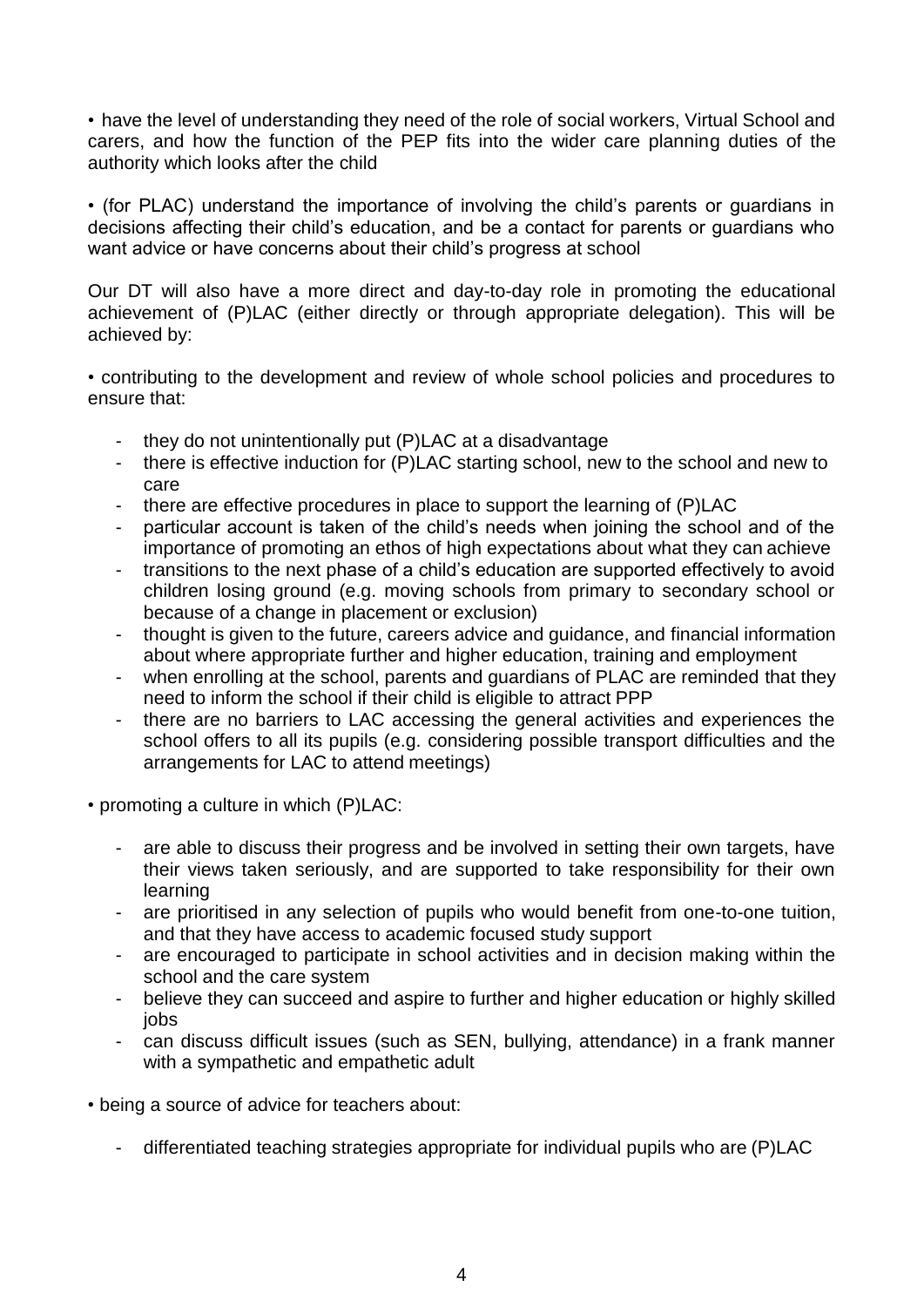- have the level of understanding they need of the role of social workers, Virtual School and carers, and how the function of the PEP fits into the wider care planning duties of the authority which looks after the child

- (for PLAC) understand the importance of involving the child's parents or guardians in decisions affecting their child's education, and be a contact for parents or guardians who want advice or have concerns about their child's progress at school

Our DT will also have a more direct and day-to-day role in promoting the educational achievement of (P)LAC (either directly or through appropriate delegation). This will be achieved by:

- contributing to the development and review of whole school policies and procedures to ensure that:
    - they do not unintentionally put (P)LAC at a disadvantage
    - there is effective induction for (P)LAC starting school, new to the school and new to care
    - there are effective procedures in place to support the learning of (P)LAC
    - particular account is taken of the child's needs when joining the school and of the importance of promoting an ethos of high expectations about what they can achieve
    - transitions to the next phase of a child's education are supported effectively to avoid children losing ground (e.g. moving schools from primary to secondary school or because of a change in placement or exclusion)
    - thought is given to the future, careers advice and guidance, and financial information about where appropriate further and higher education, training and employment
    - when enrolling at the school, parents and guardians of PLAC are reminded that they need to inform the school if their child is eligible to attract PPP
    - there are no barriers to LAC accessing the general activities and experiences the school offers to all its pupils (e.g. considering possible transport difficulties and the arrangements for LAC to attend meetings)

- promoting a culture in which (P)LAC:
    - are able to discuss their progress and be involved in setting their own targets, have their views taken seriously, and are supported to take responsibility for their own learning
    - are prioritised in any selection of pupils who would benefit from one-to-one tuition, and that they have access to academic focused study support
    - are encouraged to participate in school activities and in decision making within the school and the care system
    - believe they can succeed and aspire to further and higher education or highly skilled jobs
    - can discuss difficult issues (such as SEN, bullying, attendance) in a frank manner with a sympathetic and empathetic adult

- being a source of advice for teachers about:
    - differentiated teaching strategies appropriate for individual pupils who are (P)LAC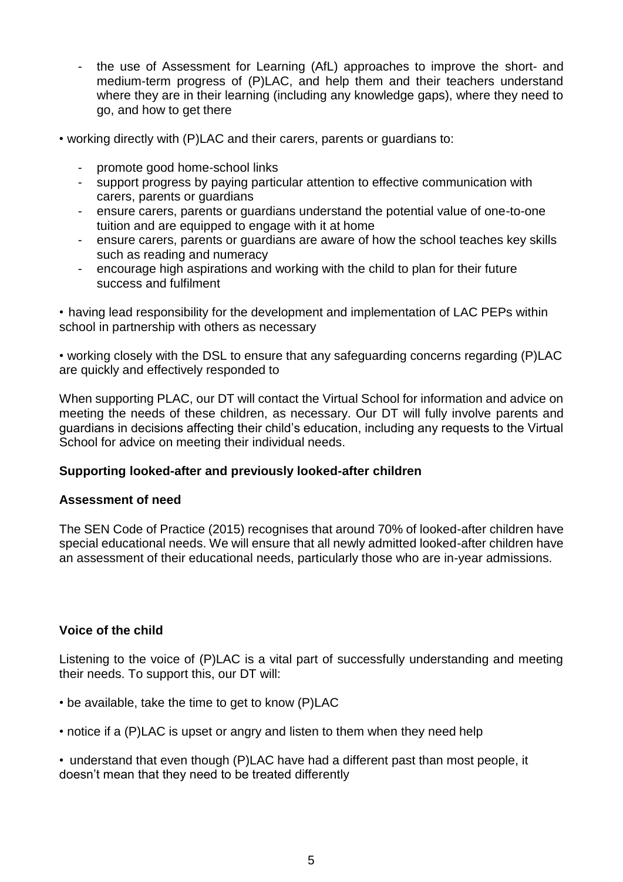- the use of Assessment for Learning (AfL) approaches to improve the short- and medium-term progress of (P)LAC, and help them and their teachers understand where they are in their learning (including any knowledge gaps), where they need to go, and how to get there

- working directly with (P)LAC and their carers, parents or guardians to:
  - promote good home-school links
  - support progress by paying particular attention to effective communication with carers, parents or guardians
  - ensure carers, parents or guardians understand the potential value of one-to-one tuition and are equipped to engage with it at home
  - ensure carers, parents or guardians are aware of how the school teaches key skills such as reading and numeracy
  - encourage high aspirations and working with the child to plan for their future success and fulfilment

- having lead responsibility for the development and implementation of LAC PEPs within school in partnership with others as necessary

- working closely with the DSL to ensure that any safeguarding concerns regarding (P)LAC are quickly and effectively responded to

When supporting PLAC, our DT will contact the Virtual School for information and advice on meeting the needs of these children, as necessary. Our DT will fully involve parents and guardians in decisions affecting their child's education, including any requests to the Virtual School for advice on meeting their individual needs.

**Supporting looked-after and previously looked-after children**

**Assessment of need**

The SEN Code of Practice (2015) recognises that around 70% of looked-after children have special educational needs. We will ensure that all newly admitted looked-after children have an assessment of their educational needs, particularly those who are in-year admissions.

**Voice of the child**

Listening to the voice of (P)LAC is a vital part of successfully understanding and meeting their needs. To support this, our DT will:

- be available, take the time to get to know (P)LAC

- notice if a (P)LAC is upset or angry and listen to them when they need help

- understand that even though (P)LAC have had a different past than most people, it doesn't mean that they need to be treated differently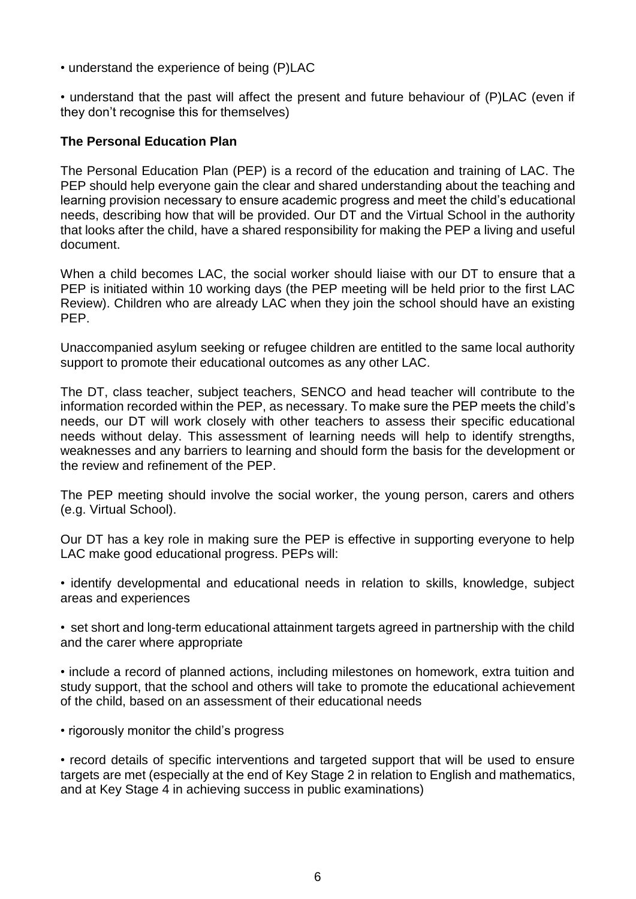- understand the experience of being (P)LAC

- understand that the past will affect the present and future behaviour of (P)LAC (even if they don't recognise this for themselves)

**The Personal Education Plan**

The Personal Education Plan (PEP) is a record of the education and training of LAC. The PEP should help everyone gain the clear and shared understanding about the teaching and learning provision necessary to ensure academic progress and meet the child's educational needs, describing how that will be provided. Our DT and the Virtual School in the authority that looks after the child, have a shared responsibility for making the PEP a living and useful document.

When a child becomes LAC, the social worker should liaise with our DT to ensure that a PEP is initiated within 10 working days (the PEP meeting will be held prior to the first LAC Review). Children who are already LAC when they join the school should have an existing PEP.

Unaccompanied asylum seeking or refugee children are entitled to the same local authority support to promote their educational outcomes as any other LAC.

The DT, class teacher, subject teachers, SENCO and head teacher will contribute to the information recorded within the PEP, as necessary. To make sure the PEP meets the child's needs, our DT will work closely with other teachers to assess their specific educational needs without delay. This assessment of learning needs will help to identify strengths, weaknesses and any barriers to learning and should form the basis for the development or the review and refinement of the PEP.

The PEP meeting should involve the social worker, the young person, carers and others (e.g. Virtual School).

Our DT has a key role in making sure the PEP is effective in supporting everyone to help LAC make good educational progress. PEPs will:

- identify developmental and educational needs in relation to skills, knowledge, subject areas and experiences

- set short and long-term educational attainment targets agreed in partnership with the child and the carer where appropriate

- include a record of planned actions, including milestones on homework, extra tuition and study support, that the school and others will take to promote the educational achievement of the child, based on an assessment of their educational needs

- rigorously monitor the child's progress

- record details of specific interventions and targeted support that will be used to ensure targets are met (especially at the end of Key Stage 2 in relation to English and mathematics, and at Key Stage 4 in achieving success in public examinations)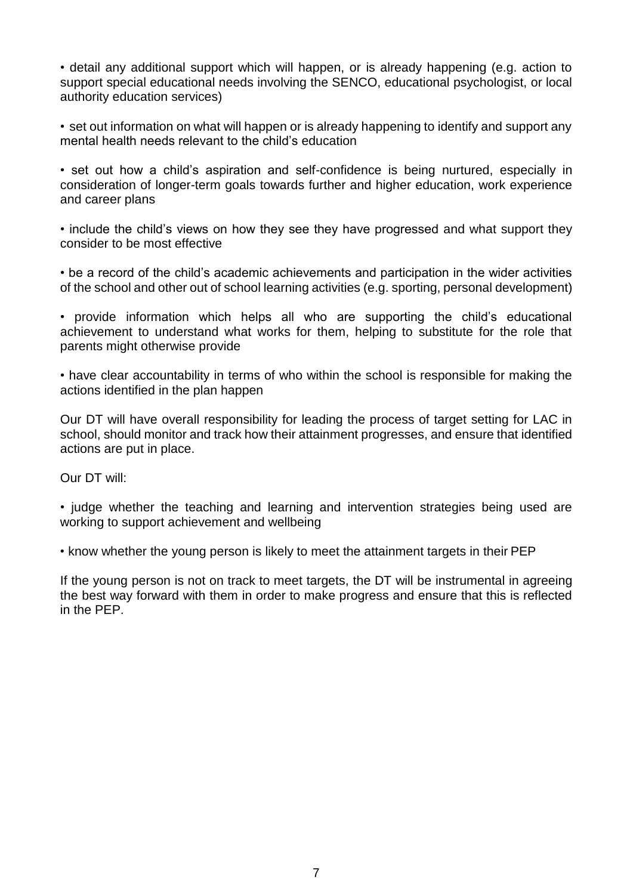- detail any additional support which will happen, or is already happening (e.g. action to support special educational needs involving the SENCO, educational psychologist, or local authority education services)

- set out information on what will happen or is already happening to identify and support any mental health needs relevant to the child's education

- set out how a child's aspiration and self-confidence is being nurtured, especially in consideration of longer-term goals towards further and higher education, work experience and career plans

- include the child's views on how they see they have progressed and what support they consider to be most effective

- be a record of the child's academic achievements and participation in the wider activities of the school and other out of school learning activities (e.g. sporting, personal development)

- provide information which helps all who are supporting the child's educational achievement to understand what works for them, helping to substitute for the role that parents might otherwise provide

- have clear accountability in terms of who within the school is responsible for making the actions identified in the plan happen

Our DT will have overall responsibility for leading the process of target setting for LAC in school, should monitor and track how their attainment progresses, and ensure that identified actions are put in place.

Our DT will:

- judge whether the teaching and learning and intervention strategies being used are working to support achievement and wellbeing

- know whether the young person is likely to meet the attainment targets in their PEP

If the young person is not on track to meet targets, the DT will be instrumental in agreeing the best way forward with them in order to make progress and ensure that this is reflected in the PEP.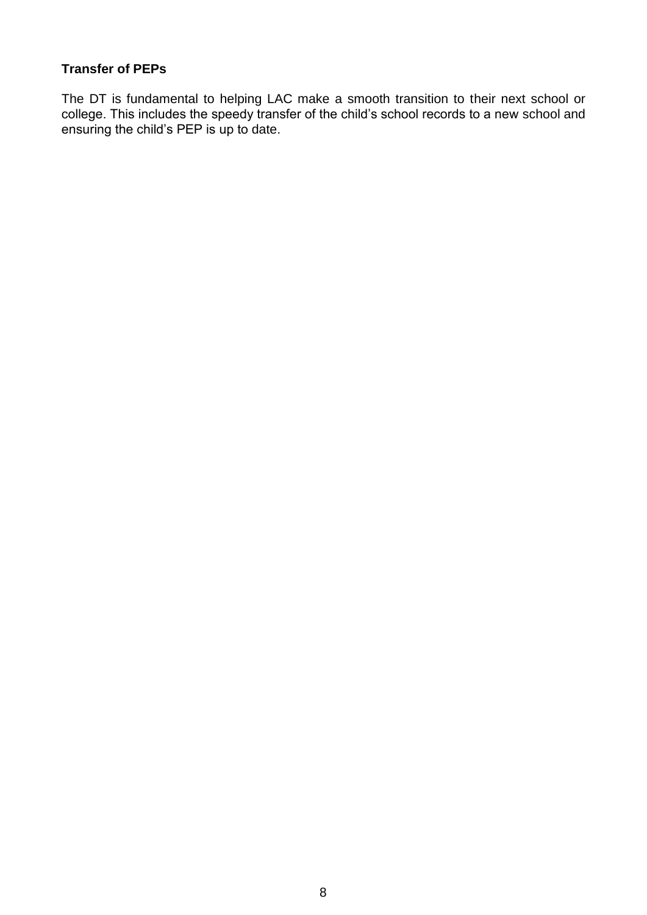**Transfer of PEPs**

The DT is fundamental to helping LAC make a smooth transition to their next school or college. This includes the speedy transfer of the child's school records to a new school and ensuring the child's PEP is up to date.